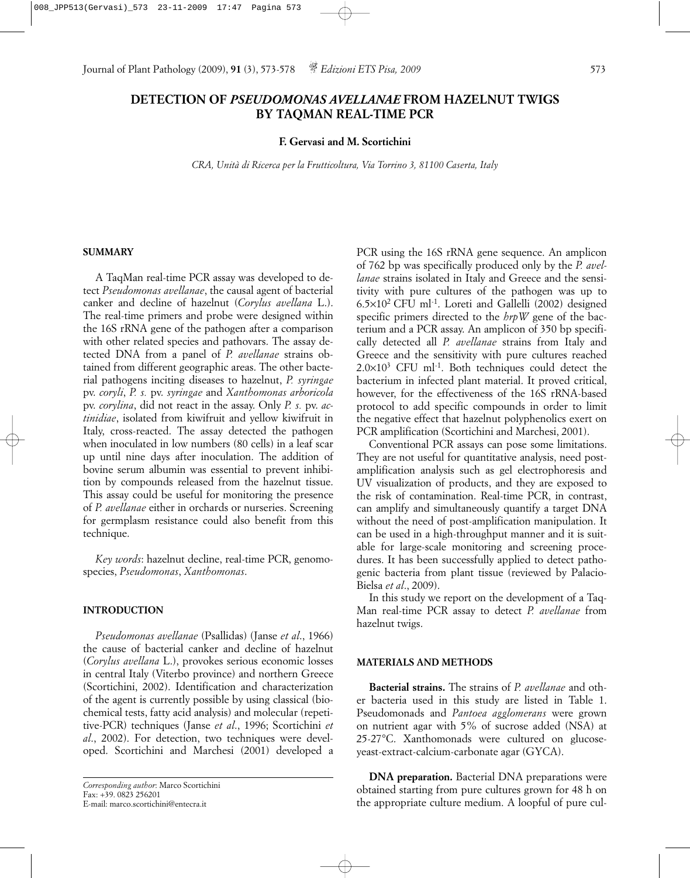# DETECTION OF *PSEUDOMONAS AVELLANAE* FROM HAZELNUT TWIGS BY TAQMAN REAL-TIME PCR

**F. Gervasi and M. Scortichini**

*CRA, Unità di Ricerca per la Frutticoltura, Via Torrino 3, 81100 Caserta, Italy*

## SUMMARY

A TaqMan real-time PCR assay was developed to detect *Pseudomonas avellanae*, the causal agent of bacterial canker and decline of hazelnut (*Corylus avellana* L.). The real-time primers and probe were designed within the 16S rRNA gene of the pathogen after a comparison with other related species and pathovars. The assay detected DNA from a panel of *P. avellanae* strains obtained from different geographic areas. The other bacterial pathogens inciting diseases to hazelnut, *P. syringae* pv. *coryli*, *P. s.* pv. *syringae* and *Xanthomonas arboricola* pv. *corylina*, did not react in the assay. Only *P. s.* pv. *actinidiae*, isolated from kiwifruit and yellow kiwifruit in Italy, cross-reacted. The assay detected the pathogen when inoculated in low numbers (80 cells) in a leaf scar up until nine days after inoculation. The addition of bovine serum albumin was essential to prevent inhibition by compounds released from the hazelnut tissue. This assay could be useful for monitoring the presence of *P. avellanae* either in orchards or nurseries. Screening for germplasm resistance could also benefit from this technique.

*Key words*: hazelnut decline, real-time PCR, genomospecies, *Pseudomonas*, *Xanthomonas*.

## INTRODUCTION

*Pseudomonas avellanae* (Psallidas) (Janse *et al*., 1966) the cause of bacterial canker and decline of hazelnut (*Corylus avellana* L.), provokes serious economic losses in central Italy (Viterbo province) and northern Greece (Scortichini, 2002). Identification and characterization of the agent is currently possible by using classical (biochemical tests, fatty acid analysis) and molecular (repetitive-PCR) techniques (Janse *et al*., 1996; Scortichini *et al*., 2002). For detection, two techniques were developed. Scortichini and Marchesi (2001) developed a PCR using the 16S rRNA gene sequence. An amplicon of 762 bp was specifically produced only by the *P. avellanae* strains isolated in Italy and Greece and the sensitivity with pure cultures of the pathogen was up to $6.5 \times 10^2$ CFU $ml^{-1}$. Loreti and Gallelli (2002) designed specific primers directed to the *hrpW* gene of the bacterium and a PCR assay. An amplicon of 350 bp specifically detected all *P. avellanae* strains from Italy and Greece and the sensitivity with pure cultures reached $2.0 \times 10^3$ CFU $ml^{-1}$. Both techniques could detect the bacterium in infected plant material. It proved critical, however, for the effectiveness of the 16S rRNA-based protocol to add specific compounds in order to limit the negative effect that hazelnut polyphenolics exert on PCR amplification (Scortichini and Marchesi, 2001).

Conventional PCR assays can pose some limitations. They are not useful for quantitative analysis, need post-amplification analysis such as gel electrophoresis and UV visualization of products, and they are exposed to the risk of contamination. Real-time PCR, in contrast, can amplify and simultaneously quantify a target DNA without the need of post-amplification manipulation. It can be used in a high-throughput manner and it is suitable for large-scale monitoring and screening procedures. It has been successfully applied to detect pathogenic bacteria from plant tissue (reviewed by Palacio-Bielsa *et al*., 2009).

In this study we report on the development of a TaqMan real-time PCR assay to detect *P. avellanae* from hazelnut twigs.

## MATERIALS AND METHODS

**Bacterial strains.** The strains of *P. avellanae* and other bacteria used in this study are listed in Table 1. Pseudomonads and *Pantoea agglomerans* were grown on nutrient agar with 5% of sucrose added (NSA) at 25-27°C. Xanthomonads were cultured on glucose-yeast-extract-calcium-carbonate agar (GYCA).

**DNA preparation.** Bacterial DNA preparations were obtained starting from pure cultures grown for 48 h on the appropriate culture medium. A loopful of pure cul-

*Corresponding author*: Marco Scortichini
Fax: +39. 0823 256201
E-mail: marco.scortichini@entecra.it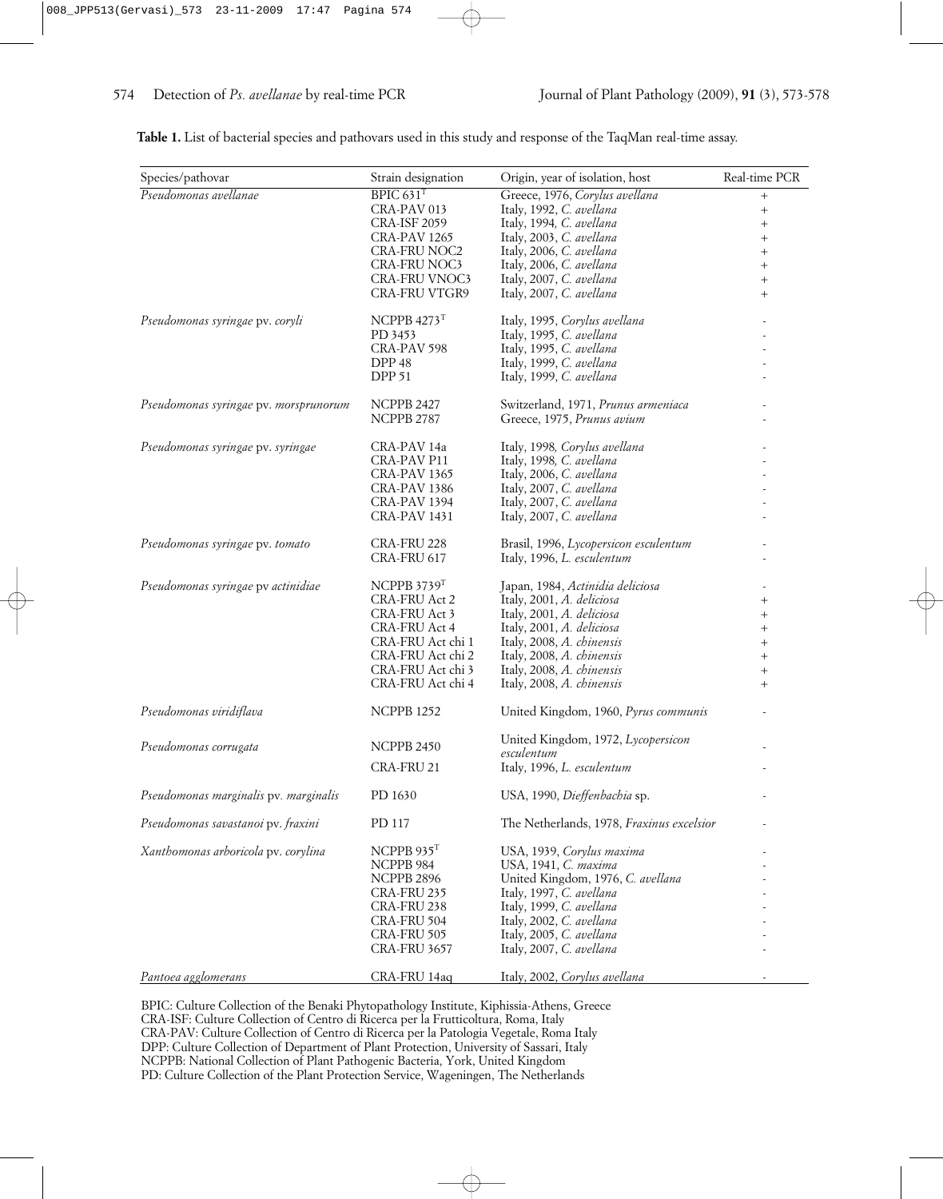**Table 1.** List of bacterial species and pathovars used in this study and response of the TaqMan real-time assay.

| Species/pathovar | Strain designation | Origin, year of isolation, host | Real-time PCR |
|---|---|---|---|
| *Pseudomonas avellanae* | BPIC 631$^T$ | Greece, 1976, *Corylus avellana* | + |
| | CRA-PAV 013 | Italy, 1992, *C. avellana* | + |
| | CRA-ISF 2059 | Italy, 1994, *C. avellana* | + |
| | CRA-PAV 1265 | Italy, 2003, *C. avellana* | + |
| | CRA-FRU NOC2 | Italy, 2006, *C. avellana* | + |
| | CRA-FRU NOC3 | Italy, 2006, *C. avellana* | + |
| | CRA-FRU VNOC3 | Italy, 2007, *C. avellana* | + |
| | CRA-FRU VTGR9 | Italy, 2007, *C. avellana* | + |
| *Pseudomonas syringae* pv. *coryli* | NCPPB 4273$^T$ | Italy, 1995, *Corylus avellana* | - |
| | PD 3453 | Italy, 1995, *C. avellana* | - |
| | CRA-PAV 598 | Italy, 1995, *C. avellana* | - |
| | DPP 48 | Italy, 1999, *C. avellana* | - |
| | DPP 51 | Italy, 1999, *C. avellana* | - |
| *Pseudomonas syringae* pv. *morsprunorum* | NCPPB 2427 | Switzerland, 1971, *Prunus armeniaca* | - |
| | NCPPB 2787 | Greece, 1975, *Prunus avium* | - |
| *Pseudomonas syringae* pv. *syringae* | CRA-PAV 14a | Italy, 1998, *Corylus avellana* | - |
| | CRA-PAV P11 | Italy, 1998, *C. avellana* | - |
| | CRA-PAV 1365 | Italy, 2006, *C. avellana* | - |
| | CRA-PAV 1386 | Italy, 2007, *C. avellana* | - |
| | CRA-PAV 1394 | Italy, 2007, *C. avellana* | - |
| | CRA-PAV 1431 | Italy, 2007, *C. avellana* | - |
| *Pseudomonas syringae* pv. *tomato* | CRA-FRU 228 | Brasil, 1996, *Lycopersicon esculentum* | - |
| | CRA-FRU 617 | Italy, 1996, *L. esculentum* | - |
| *Pseudomonas syringae* pv *actinidiae* | NCPPB 3739$^T$ | Japan, 1984, *Actinidia deliciosa* | - |
| | CRA-FRU Act 2 | Italy, 2001, *A. deliciosa* | + |
| | CRA-FRU Act 3 | Italy, 2001, *A. deliciosa* | + |
| | CRA-FRU Act 4 | Italy, 2001, *A. deliciosa* | + |
| | CRA-FRU Act chi 1 | Italy, 2008, *A. chinensis* | + |
| | CRA-FRU Act chi 2 | Italy, 2008, *A. chinensis* | + |
| | CRA-FRU Act chi 3 | Italy, 2008, *A. chinensis* | + |
| | CRA-FRU Act chi 4 | Italy, 2008, *A. chinensis* | + |
| *Pseudomonas viridiflava* | NCPPB 1252 | United Kingdom, 1960, *Pyrus communis* | - |
| *Pseudomonas corrugata* | NCPPB 2450 | United Kingdom, 1972, *Lycopersicon esculentum* | - |
| | CRA-FRU 21 | Italy, 1996, *L. esculentum* | - |
| *Pseudomonas marginalis* pv. *marginalis* | PD 1630 | USA, 1990, *Dieffenbachia* sp. | - |
| *Pseudomonas savastanoi* pv. *fraxini* | PD 117 | The Netherlands, 1978, *Fraxinus excelsior* | - |
| *Xanthomonas arboricola* pv. *corylina* | NCPPB 935$^T$ | USA, 1939, *Corylus maxima* | - |
| | NCPPB 984 | USA, 1941, *C. maxima* | - |
| | NCPPB 2896 | United Kingdom, 1976, *C. avellana* | - |
| | CRA-FRU 235 | Italy, 1997, *C. avellana* | - |
| | CRA-FRU 238 | Italy, 1999, *C. avellana* | - |
| | CRA-FRU 504 | Italy, 2002, *C. avellana* | - |
| | CRA-FRU 505 | Italy, 2005, *C. avellana* | - |
| | CRA-FRU 3657 | Italy, 2007, *C. avellana* | - |
| *Pantoea agglomerans* | CRA-FRU 14aq | Italy, 2002, *Corylus avellana* | - |

BPIC: Culture Collection of the Benaki Phytopathology Institute, Kiphissia-Athens, Greece
CRA-ISF: Culture Collection of Centro di Ricerca per la Frutticoltura, Roma, Italy
CRA-PAV: Culture Collection of Centro di Ricerca per la Patologia Vegetale, Roma Italy
DPP: Culture Collection of Department of Plant Protection, University of Sassari, Italy
NCPPB: National Collection of Plant Pathogenic Bacteria, York, United Kingdom
PD: Culture Collection of the Plant Protection Service, Wageningen, The Netherlands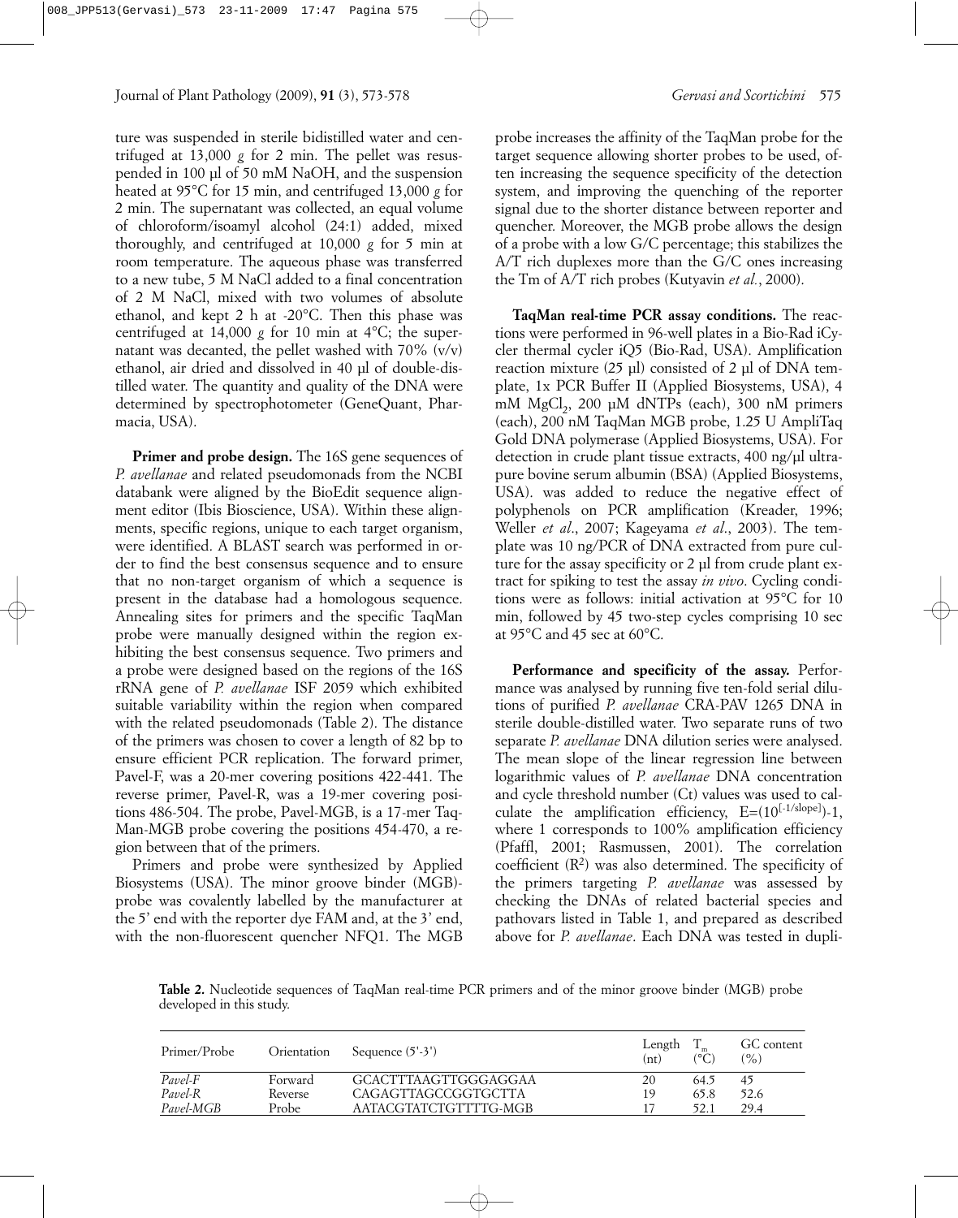ture was suspended in sterile bidistilled water and centrifuged at 13,000 *g* for 2 min. The pellet was resuspended in 100 µl of 50 mM NaOH, and the suspension heated at 95°C for 15 min, and centrifuged 13,000 *g* for 2 min. The supernatant was collected, an equal volume of chloroform/isoamyl alcohol (24:1) added, mixed thoroughly, and centrifuged at 10,000 *g* for 5 min at room temperature. The aqueous phase was transferred to a new tube, 5 M NaCl added to a final concentration of 2 M NaCl, mixed with two volumes of absolute ethanol, and kept 2 h at -20°C. Then this phase was centrifuged at 14,000 *g* for 10 min at 4°C; the supernatant was decanted, the pellet washed with 70% (v/v) ethanol, air dried and dissolved in 40 µl of double-distilled water. The quantity and quality of the DNA were determined by spectrophotometer (GeneQuant, Pharmacia, USA).

**Primer and probe design.** The 16S gene sequences of *P. avellanae* and related pseudomonads from the NCBI databank were aligned by the BioEdit sequence alignment editor (Ibis Bioscience, USA). Within these alignments, specific regions, unique to each target organism, were identified. A BLAST search was performed in order to find the best consensus sequence and to ensure that no non-target organism of which a sequence is present in the database had a homologous sequence. Annealing sites for primers and the specific TaqMan probe were manually designed within the region exhibiting the best consensus sequence. Two primers and a probe were designed based on the regions of the 16S rRNA gene of *P. avellanae* ISF 2059 which exhibited suitable variability within the region when compared with the related pseudomonads (Table 2). The distance of the primers was chosen to cover a length of 82 bp to ensure efficient PCR replication. The forward primer, Pavel-F, was a 20-mer covering positions 422-441. The reverse primer, Pavel-R, was a 19-mer covering positions 486-504. The probe, Pavel-MGB, is a 17-mer TaqMan-MGB probe covering the positions 454-470, a region between that of the primers.

Primers and probe were synthesized by Applied Biosystems (USA). The minor groove binder (MGB)-probe was covalently labelled by the manufacturer at the 5' end with the reporter dye FAM and, at the 3' end, with the non-fluorescent quencher NFQ1. The MGB probe increases the affinity of the TaqMan probe for the target sequence allowing shorter probes to be used, often increasing the sequence specificity of the detection system, and improving the quenching of the reporter signal due to the shorter distance between reporter and quencher. Moreover, the MGB probe allows the design of a probe with a low G/C percentage; this stabilizes the A/T rich duplexes more than the G/C ones increasing the Tm of A/T rich probes (Kutyavin *et al.*, 2000).

**TaqMan real-time PCR assay conditions.** The reactions were performed in 96-well plates in a Bio-Rad iCycler thermal cycler iQ5 (Bio-Rad, USA). Amplification reaction mixture (25 µl) consisted of 2 µl of DNA template, 1x PCR Buffer II (Applied Biosystems, USA), 4 mM $MgCl_2$, 200 µM dNTPs (each), 300 nM primers (each), 200 nM TaqMan MGB probe, 1.25 U AmpliTaq Gold DNA polymerase (Applied Biosystems, USA). For detection in crude plant tissue extracts, 400 ng/µl ultrapure bovine serum albumin (BSA) (Applied Biosystems, USA). was added to reduce the negative effect of polyphenols on PCR amplification (Kreader, 1996; Weller *et al*., 2007; Kageyama *et al*., 2003). The template was 10 ng/PCR of DNA extracted from pure culture for the assay specificity or 2 µl from crude plant extract for spiking to test the assay *in vivo*. Cycling conditions were as follows: initial activation at 95°C for 10 min, followed by 45 two-step cycles comprising 10 sec at 95°C and 45 sec at 60°C.

**Performance and specificity of the assay.** Performance was analysed by running five ten-fold serial dilutions of purified *P. avellanae* CRA-PAV 1265 DNA in sterile double-distilled water. Two separate runs of two separate *P. avellanae* DNA dilution series were analysed. The mean slope of the linear regression line between logarithmic values of *P. avellanae* DNA concentration and cycle threshold number (Ct) values was used to calculate the amplification efficiency, $E=(10^{[-1/slope]})-1$, where 1 corresponds to 100% amplification efficiency (Pfaffl, 2001; Rasmussen, 2001). The correlation coefficient ($R^2$) was also determined. The specificity of the primers targeting *P. avellanae* was assessed by checking the DNAs of related bacterial species and pathovars listed in Table 1, and prepared as described above for *P. avellanae*. Each DNA was tested in dupli-

**Table 2.** Nucleotide sequences of TaqMan real-time PCR primers and of the minor groove binder (MGB) probe developed in this study.

| Primer/Probe | Orientation | Sequence (5'-3') | Length (nt) | $T_m$ (°C) | GC content (%) |
|---|---|---|---|---|---|
| *Pavel-F* | Forward | GCACTTTAAGTTGGGAGGAA | 20 | 64.5 | 45 |
| *Pavel-R* | Reverse | CAGAGTTAGCCGGTGCTTA | 19 | 65.8 | 52.6 |
| *Pavel-MGB* | Probe | AATACGTATCTGTTTTG-MGB | 17 | 52.1 | 29.4 |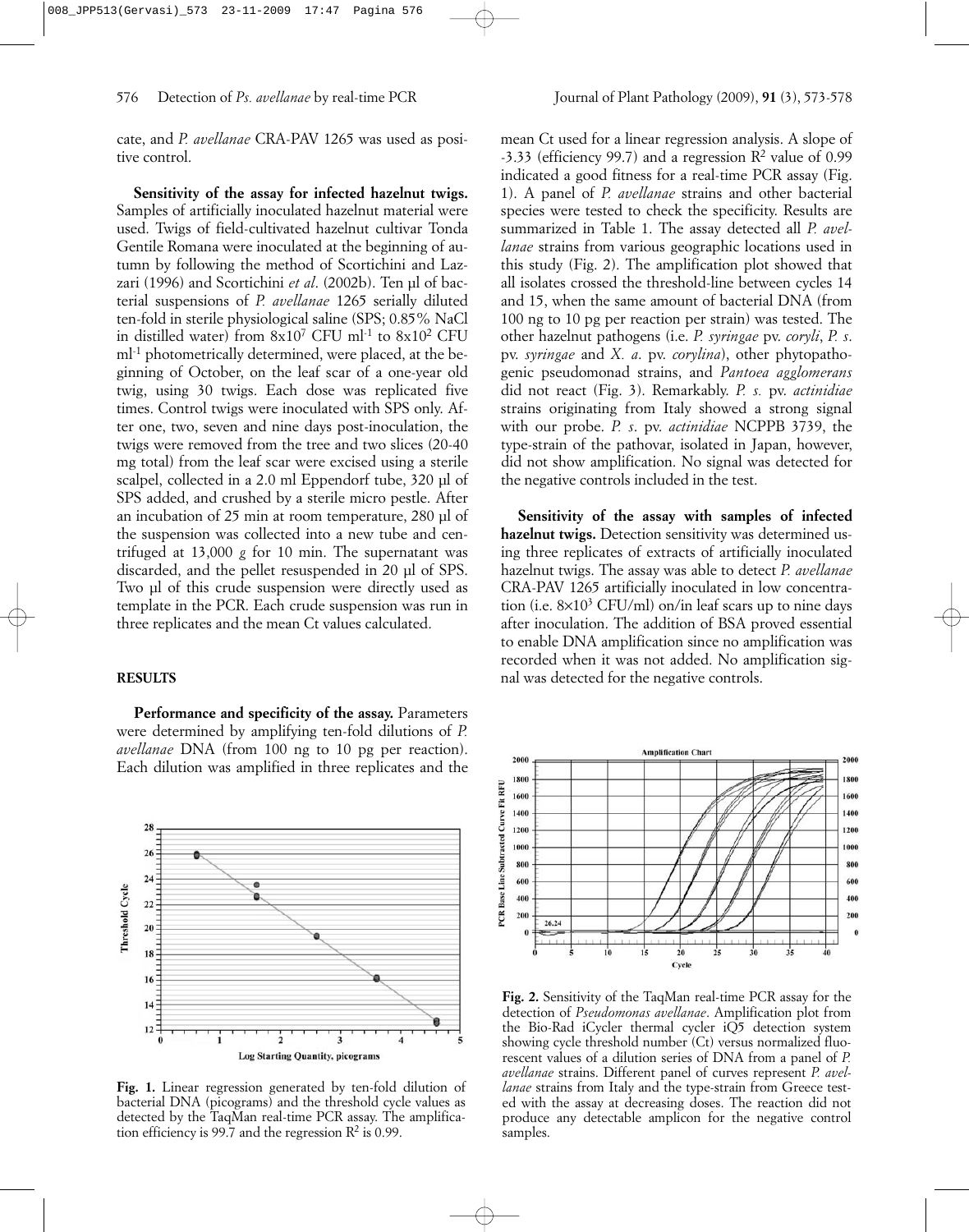cate, and *P. avellanae* CRA-PAV 1265 was used as positive control.

**Sensitivity of the assay for infected hazelnut twigs.** Samples of artificially inoculated hazelnut material were used. Twigs of field-cultivated hazelnut cultivar Tonda Gentile Romana were inoculated at the beginning of autumn by following the method of Scortichini and Lazzari (1996) and Scortichini *et al*. (2002b). Ten µl of bacterial suspensions of *P. avellanae* 1265 serially diluted ten-fold in sterile physiological saline (SPS; 0.85% NaCl in distilled water) from $8 \times 10^7$ CFU $ml^{-1}$ to $8 \times 10^2$ CFU $ml^{-1}$ photometrically determined, were placed, at the beginning of October, on the leaf scar of a one-year old twig, using 30 twigs. Each dose was replicated five times. Control twigs were inoculated with SPS only. After one, two, seven and nine days post-inoculation, the twigs were removed from the tree and two slices (20-40 mg total) from the leaf scar were excised using a sterile scalpel, collected in a 2.0 ml Eppendorf tube, 320 µl of SPS added, and crushed by a sterile micro pestle. After an incubation of 25 min at room temperature, 280 µl of the suspension was collected into a new tube and centrifuged at 13,000 *g* for 10 min. The supernatant was discarded, and the pellet resuspended in 20 µl of SPS. Two µl of this crude suspension were directly used as template in the PCR. Each crude suspension was run in three replicates and the mean Ct values calculated.

## RESULTS

**Performance and specificity of the assay.** Parameters were determined by amplifying ten-fold dilutions of *P. avellanae* DNA (from 100 ng to 10 pg per reaction). Each dilution was amplified in three replicates and the mean Ct used for a linear regression analysis. A slope of -3.33 (efficiency 99.7) and a regression $R^2$ value of 0.99 indicated a good fitness for a real-time PCR assay (Fig. 1). A panel of *P. avellanae* strains and other bacterial species were tested to check the specificity. Results are summarized in Table 1. The assay detected all *P. avellanae* strains from various geographic locations used in this study (Fig. 2). The amplification plot showed that all isolates crossed the threshold-line between cycles 14 and 15, when the same amount of bacterial DNA (from 100 ng to 10 pg per reaction per strain) was tested. The other hazelnut pathogens (i.e. *P. syringae* pv. *coryli*, *P. s.* pv. *syringae* and *X. a.* pv. *corylina*), other phytopathogenic pseudomonad strains, and *Pantoea agglomerans* did not react (Fig. 3). Remarkably. *P. s.* pv. *actinidiae* strains originating from Italy showed a strong signal with our probe. *P. s*. pv. *actinidiae* NCPPB 3739, the type-strain of the pathovar, isolated in Japan, however, did not show amplification. No signal was detected for the negative controls included in the test.

**Sensitivity of the assay with samples of infected hazelnut twigs.** Detection sensitivity was determined using three replicates of extracts of artificially inoculated hazelnut twigs. The assay was able to detect *P. avellanae* CRA-PAV 1265 artificially inoculated in low concentration (i.e. $8 \times 10^3$ CFU/ml) on/in leaf scars up to nine days after inoculation. The addition of BSA proved essential to enable DNA amplification since no amplification was recorded when it was not added. No amplification signal was detected for the negative controls.

**Fig. 1.** Linear regression generated by ten-fold dilution of bacterial DNA (picograms) and the threshold cycle values as detected by the TaqMan real-time PCR assay. The amplification efficiency is 99.7 and the regression $R^2$ is 0.99.

**Fig. 2.** Sensitivity of the TaqMan real-time PCR assay for the detection of *Pseudomonas avellanae*. Amplification plot from the Bio-Rad iCycler thermal cycler iQ5 detection system showing cycle threshold number (Ct) versus normalized fluorescent values of a dilution series of DNA from a panel of *P. avellanae* strains. Different panel of curves represent *P. avellanae* strains from Italy and the type-strain from Greece tested with the assay at decreasing doses. The reaction did not produce any detectable amplicon for the negative control samples.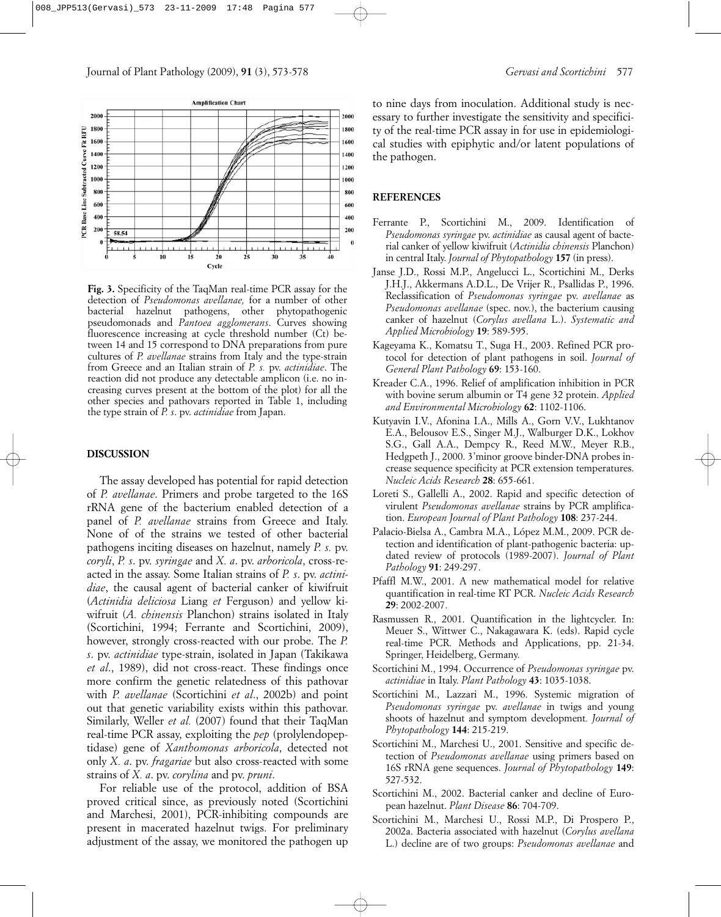**Fig. 3.** Specificity of the TaqMan real-time PCR assay for the detection of *Pseudomonas avellanae,* for a number of other bacterial hazelnut pathogens, other phytopathogenic pseudomonads and *Pantoea agglomerans*. Curves showing fluorescence increasing at cycle threshold number (Ct) between 14 and 15 correspond to DNA preparations from pure cultures of *P. avellanae* strains from Italy and the type-strain from Greece and an Italian strain of *P. s.* pv. *actinidiae*. The reaction did not produce any detectable amplicon (i.e. no increasing curves present at the bottom of the plot) for all the other species and pathovars reported in Table 1, including the type strain of *P. s.* pv. *actinidiae* from Japan.

## DISCUSSION

The assay developed has potential for rapid detection of *P. avellanae*. Primers and probe targeted to the 16S rRNA gene of the bacterium enabled detection of a panel of *P. avellanae* strains from Greece and Italy. None of of the strains we tested of other bacterial pathogens inciting diseases on hazelnut, namely *P. s.* pv. *coryli*, *P. s*. pv. *syringae* and *X. a*. pv. *arboricola*, cross-reacted in the assay. Some Italian strains of *P. s*. pv. *actinidiae*, the causal agent of bacterial canker of kiwifruit (*Actinidia deliciosa* Liang *et* Ferguson) and yellow kiwifruit (*A. chinensis* Planchon) strains isolated in Italy (Scortichini, 1994; Ferrante and Scortichini, 2009), however, strongly cross-reacted with our probe. The *P. s*. pv. *actinidiae* type-strain, isolated in Japan (Takikawa *et al*., 1989), did not cross-react. These findings once more confirm the genetic relatedness of this pathovar with *P. avellanae* (Scortichini *et al*., 2002b) and point out that genetic variability exists within this pathovar. Similarly, Weller *et al.* (2007) found that their TaqMan real-time PCR assay, exploiting the *pep* (prolylendopeptidase) gene of *Xanthomonas arboricola*, detected not only *X. a*. pv. *fragariae* but also cross-reacted with some strains of *X. a*. pv. *corylina* and pv. *pruni*.

For reliable use of the protocol, addition of BSA proved critical since, as previously noted (Scortichini and Marchesi, 2001), PCR-inhibiting compounds are present in macerated hazelnut twigs. For preliminary adjustment of the assay, we monitored the pathogen up to nine days from inoculation. Additional study is necessary to further investigate the sensitivity and specificity of the real-time PCR assay in for use in epidemiological studies with epiphytic and/or latent populations of the pathogen.

## REFERENCES

Ferrante P., Scortichini M., 2009. Identification of *Pseudomonas syringae* pv. *actinidiae* as causal agent of bacterial canker of yellow kiwifruit (*Actinidia chinensis* Planchon) in central Italy. *Journal of Phytopathology* **157** (in press).

Janse J.D., Rossi M.P., Angelucci L., Scortichini M., Derks J.H.J., Akkermans A.D.L., De Vrijer R., Psallidas P., 1996. Reclassification of *Pseudomonas syringae* pv. *avellanae* as *Pseudomonas avellanae* (spec. nov.), the bacterium causing canker of hazelnut (*Corylus avellana* L.). *Systematic and Applied Microbiology* **19**: 589-595.

Kageyama K., Komatsu T., Suga H., 2003. Refined PCR protocol for detection of plant pathogens in soil. *Journal of General Plant Pathology* **69**: 153-160.

Kreader C.A., 1996. Relief of amplification inhibition in PCR with bovine serum albumin or T4 gene 32 protein. *Applied and Environmental Microbiology* **62**: 1102-1106.

Kutyavin I.V., Afonina I.A., Mills A., Gorn V.V., Lukhtanov E.A., Belousov E.S., Singer M.J., Walburger D.K., Lokhov S.G., Gall A.A., Dempcy R., Reed M.W., Meyer R.B., Hedgpeth J., 2000. 3'minor groove binder-DNA probes increase sequence specificity at PCR extension temperatures. *Nucleic Acids Research* **28**: 655-661.

Loreti S., Gallelli A., 2002. Rapid and specific detection of virulent *Pseudomonas avellanae* strains by PCR amplification. *European Journal of Plant Pathology* **108**: 237-244.

Palacio-Bielsa A., Cambra M.A., López M.M., 2009. PCR detection and identification of plant-pathogenic bacteria: updated review of protocols (1989-2007). *Journal of Plant Pathology* **91**: 249-297.

Pfaffl M.W., 2001. A new mathematical model for relative quantification in real-time RT PCR. *Nucleic Acids Research* **29**: 2002-2007.

Rasmussen R., 2001. Quantification in the lightcycler. In: Meuer S., Wittwer C., Nakagawara K. (eds). Rapid cycle real-time PCR. Methods and Applications, pp. 21-34. Springer, Heidelberg, Germany.

Scortichini M., 1994. Occurrence of *Pseudomonas syringae* pv. *actinidiae* in Italy. *Plant Pathology* **43**: 1035-1038.

Scortichini M., Lazzari M., 1996. Systemic migration of *Pseudomonas syringae* pv. *avellanae* in twigs and young shoots of hazelnut and symptom development*. Journal of Phytopathology* **144**: 215-219.

Scortichini M., Marchesi U., 2001. Sensitive and specific detection of *Pseudomonas avellanae* using primers based on 16S rRNA gene sequences. *Journal of Phytopathology* **149**: 527-532.

Scortichini M., 2002. Bacterial canker and decline of European hazelnut. *Plant Disease* **86**: 704-709.

Scortichini M., Marchesi U., Rossi M.P., Di Prospero P., 2002a. Bacteria associated with hazelnut (*Corylus avellana* L.) decline are of two groups: *Pseudomonas avellanae* and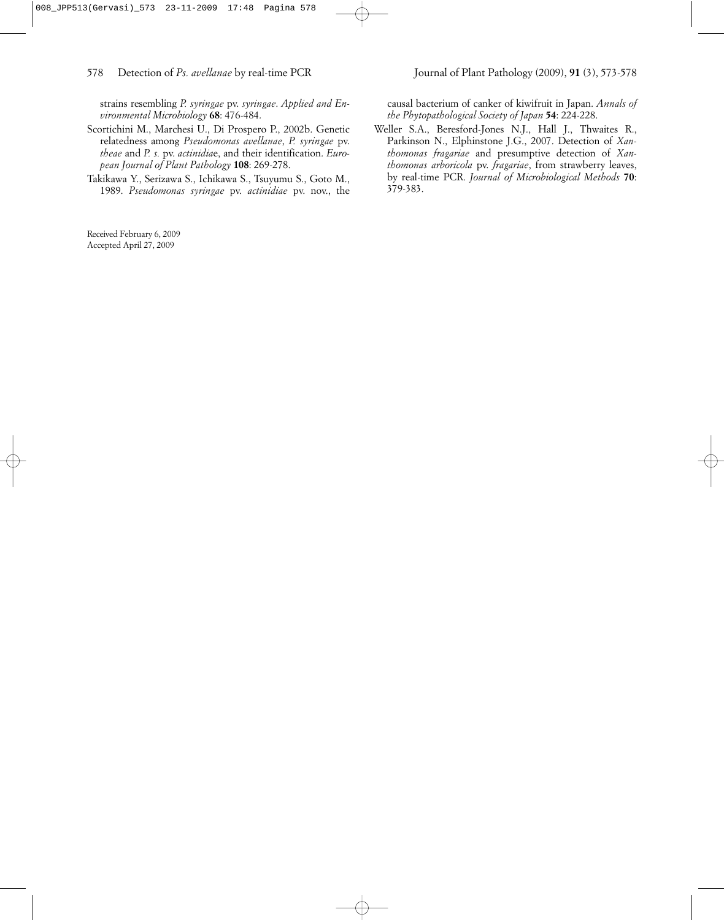strains resembling *P. syringae* pv. *syringae*. *Applied and Environmental Microbiology* **68**: 476-484.

Scortichini M., Marchesi U., Di Prospero P., 2002b. Genetic relatedness among *Pseudomonas avellanae*, *P. syringae* pv. *theae* and *P. s.* pv. *actinidia*e, and their identification. *European Journal of Plant Pathology* **108**: 269-278.

Takikawa Y., Serizawa S., Ichikawa S., Tsuyumu S., Goto M., 1989. *Pseudomonas syringae* pv. *actinidiae* pv. nov., the causal bacterium of canker of kiwifruit in Japan. *Annals of the Phytopathological Society of Japan* **54**: 224-228.

Weller S.A., Beresford-Jones N.J., Hall J., Thwaites R., Parkinson N., Elphinstone J.G., 2007. Detection of *Xanthomonas fragariae* and presumptive detection of *Xanthomonas arboricola* pv. *fragariae*, from strawberry leaves, by real-time PCR. *Journal of Microbiological Methods* **70**: 379-383.

Received February 6, 2009
Accepted April 27, 2009